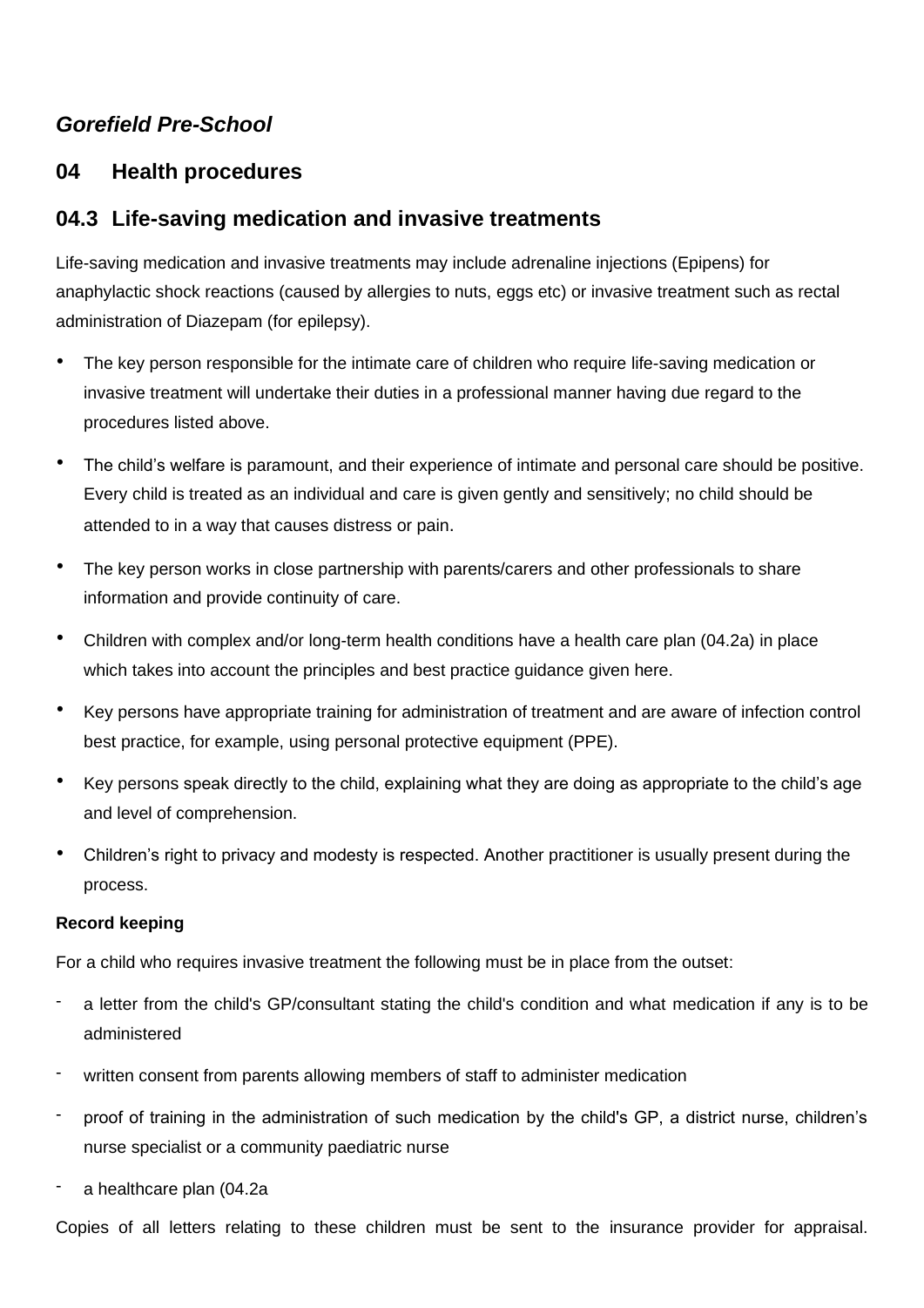***Gorefield Pre-School***

## 04 Health procedures

## 04.3 Life-saving medication and invasive treatments

Life-saving medication and invasive treatments may include adrenaline injections (Epipens) for anaphylactic shock reactions (caused by allergies to nuts, eggs etc) or invasive treatment such as rectal administration of Diazepam (for epilepsy).

- The key person responsible for the intimate care of children who require life-saving medication or invasive treatment will undertake their duties in a professional manner having due regard to the procedures listed above.
- The child’s welfare is paramount, and their experience of intimate and personal care should be positive. Every child is treated as an individual and care is given gently and sensitively; no child should be attended to in a way that causes distress or pain.
- The key person works in close partnership with parents/carers and other professionals to share information and provide continuity of care.
- Children with complex and/or long-term health conditions have a health care plan (04.2a) in place which takes into account the principles and best practice guidance given here.
- Key persons have appropriate training for administration of treatment and are aware of infection control best practice, for example, using personal protective equipment (PPE).
- Key persons speak directly to the child, explaining what they are doing as appropriate to the child’s age and level of comprehension.
- Children’s right to privacy and modesty is respected. Another practitioner is usually present during the process.

**Record keeping**

For a child who requires invasive treatment the following must be in place from the outset:

- a letter from the child's GP/consultant stating the child's condition and what medication if any is to be administered
- written consent from parents allowing members of staff to administer medication
- proof of training in the administration of such medication by the child's GP, a district nurse, children’s nurse specialist or a community paediatric nurse
- a healthcare plan (04.2a

Copies of all letters relating to these children must be sent to the insurance provider for appraisal.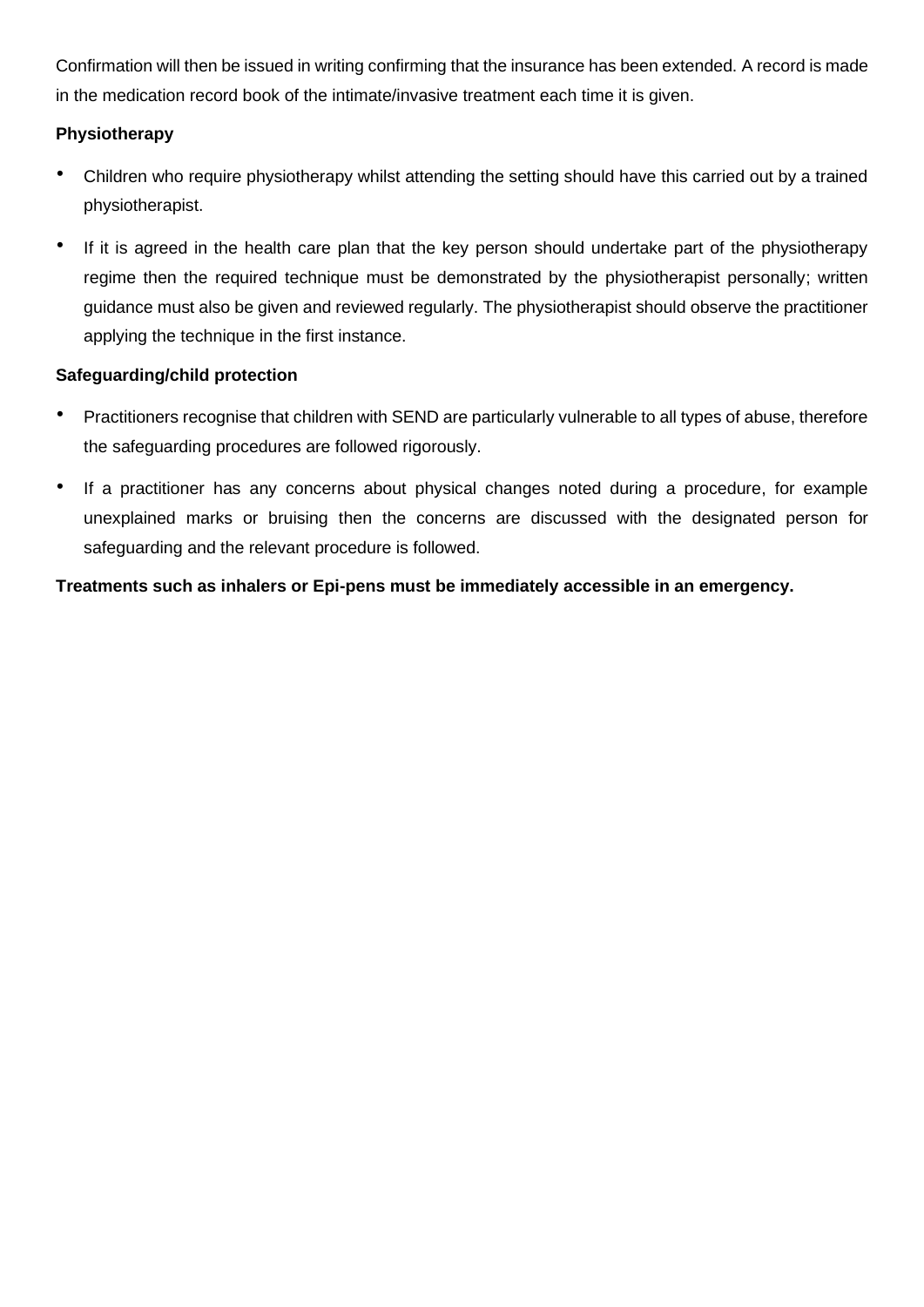Confirmation will then be issued in writing confirming that the insurance has been extended. A record is made in the medication record book of the intimate/invasive treatment each time it is given.

**Physiotherapy**

- Children who require physiotherapy whilst attending the setting should have this carried out by a trained physiotherapist.
- If it is agreed in the health care plan that the key person should undertake part of the physiotherapy regime then the required technique must be demonstrated by the physiotherapist personally; written guidance must also be given and reviewed regularly. The physiotherapist should observe the practitioner applying the technique in the first instance.

**Safeguarding/child protection**

- Practitioners recognise that children with SEND are particularly vulnerable to all types of abuse, therefore the safeguarding procedures are followed rigorously.
- If a practitioner has any concerns about physical changes noted during a procedure, for example unexplained marks or bruising then the concerns are discussed with the designated person for safeguarding and the relevant procedure is followed.

**Treatments such as inhalers or Epi-pens must be immediately accessible in an emergency.**